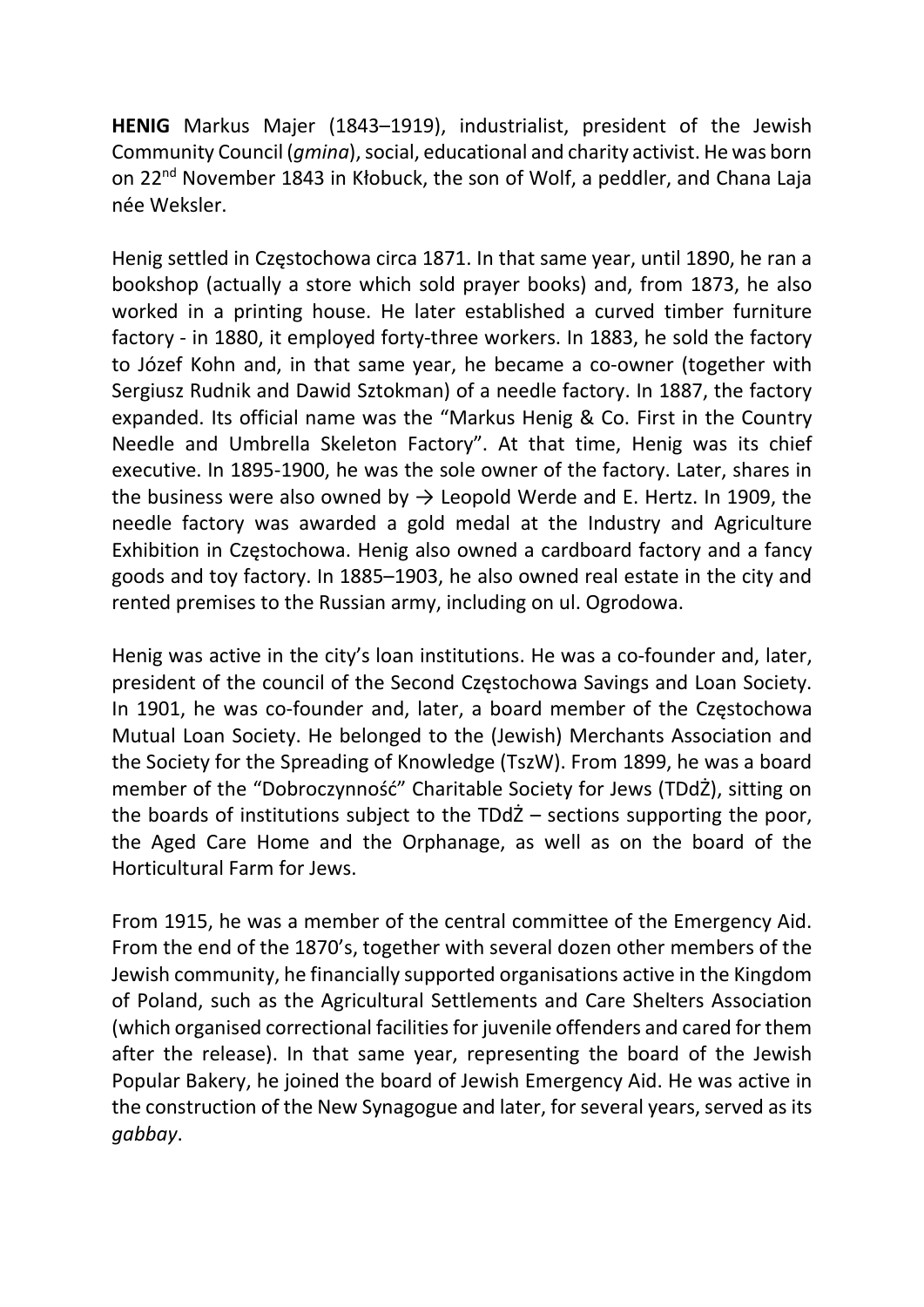**HENIG** Markus Majer (1843–1919), industrialist, president of the Jewish Community Council (*gmina*), social, educational and charity activist. He was born on 22nd November 1843 in Kłobuck, the son of Wolf, a peddler, and Chana Laja née Weksler.

Henig settled in Częstochowa circa 1871. In that same year, until 1890, he ran a bookshop (actually a store which sold prayer books) and, from 1873, he also worked in a printing house. He later established a curved timber furniture factory - in 1880, it employed forty-three workers. In 1883, he sold the factory to Józef Kohn and, in that same year, he became a co-owner (together with Sergiusz Rudnik and Dawid Sztokman) of a needle factory. In 1887, the factory expanded. Its official name was the "Markus Henig & Co. First in the Country Needle and Umbrella Skeleton Factory". At that time, Henig was its chief executive. In 1895-1900, he was the sole owner of the factory. Later, shares in the business were also owned by → Leopold Werde and E. Hertz. In 1909, the needle factory was awarded a gold medal at the Industry and Agriculture Exhibition in Częstochowa. Henig also owned a cardboard factory and a fancy goods and toy factory. In 1885–1903, he also owned real estate in the city and rented premises to the Russian army, including on ul. Ogrodowa.

Henig was active in the city's loan institutions. He was a co-founder and, later, president of the council of the Second Częstochowa Savings and Loan Society. In 1901, he was co-founder and, later, a board member of the Częstochowa Mutual Loan Society. He belonged to the (Jewish) Merchants Association and the Society for the Spreading of Knowledge (TszW). From 1899, he was a board member of the "Dobroczynność" Charitable Society for Jews (TDdŻ), sitting on the boards of institutions subject to the TDdŻ – sections supporting the poor, the Aged Care Home and the Orphanage, as well as on the board of the Horticultural Farm for Jews.

From 1915, he was a member of the central committee of the Emergency Aid. From the end of the 1870's, together with several dozen other members of the Jewish community, he financially supported organisations active in the Kingdom of Poland, such as the Agricultural Settlements and Care Shelters Association (which organised correctional facilities for juvenile offenders and cared for them after the release). In that same year, representing the board of the Jewish Popular Bakery, he joined the board of Jewish Emergency Aid. He was active in the construction of the New Synagogue and later, for several years, served as its *gabbay*.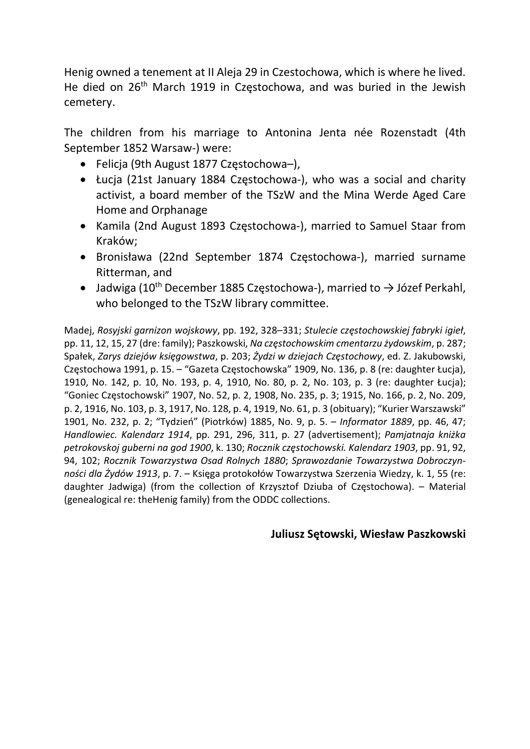Henig owned a tenement at II Aleja 29 in Czestochowa, which is where he lived. He died on 26th March 1919 in Częstochowa, and was buried in the Jewish cemetery.

The children from his marriage to Antonina Jenta née Rozenstadt (4th September 1852 Warsaw-) were:

- Felicja (9th August 1877 Częstochowa–),
- Łucja (21st January 1884 Częstochowa-), who was a social and charity activist, a board member of the TSzW and the Mina Werde Aged Care Home and Orphanage
- Kamila (2nd August 1893 Częstochowa-), married to Samuel Staar from Kraków;
- Bronisława (22nd September 1874 Częstochowa-), married surname Ritterman, and
- Jadwiga (10th December 1885 Częstochowa-), married to → Józef Perkahl, who belonged to the TSzW library committee.

Madej, *Rosyjski garnizon wojskowy*, pp. 192, 328–331; *Stulecie częstochowskiej fabryki igieł*, pp. 11, 12, 15, 27 (dre: family); Paszkowski, *Na częstochowskim cmentarzu żydowskim*, p. 287; Spałek, *Zarys dziejów księgowstwa*, p. 203; *Żydzi w dziejach Częstochowy*, ed. Z. Jakubowski, Częstochowa 1991, p. 15. – "Gazeta Częstochowska" 1909, No. 136, p. 8 (re: daughter Łucja), 1910, No. 142, p. 10, No. 193, p. 4, 1910, No. 80, p. 2, No. 103, p. 3 (re: daughter Łucja); "Goniec Częstochowski" 1907, No. 52, p. 2, 1908, No. 235, p. 3; 1915, No. 166, p. 2, No. 209, p. 2, 1916, No. 103, p. 3, 1917, No. 128, p. 4, 1919, No. 61, p. 3 (obituary); "Kurier Warszawski" 1901, No. 232, p. 2; "Tydzień" (Piotrków) 1885, No. 9, p. 5. – *Informator 1889*, pp. 46, 47; *Handlowiec. Kalendarz 1914*, pp. 291, 296, 311, p. 27 (advertisement); *Pamjatnaja knižka petrokovskoj guberni na god 1900*, k. 130; *Rocznik częstochowski. Kalendarz 1903*, pp. 91, 92, 94, 102; *Rocznik Towarzystwa Osad Rolnych 1880*; *Sprawozdanie Towarzystwa Dobroczynności dla Żydów 1913*, p. 7. – Księga protokołów Towarzystwa Szerzenia Wiedzy, k. 1, 55 (re: daughter Jadwiga) (from the collection of Krzysztof Dziuba of Częstochowa). – Material (genealogical re: theHenig family) from the ODDC collections.

**Juliusz Sętowski, Wiesław Paszkowski**